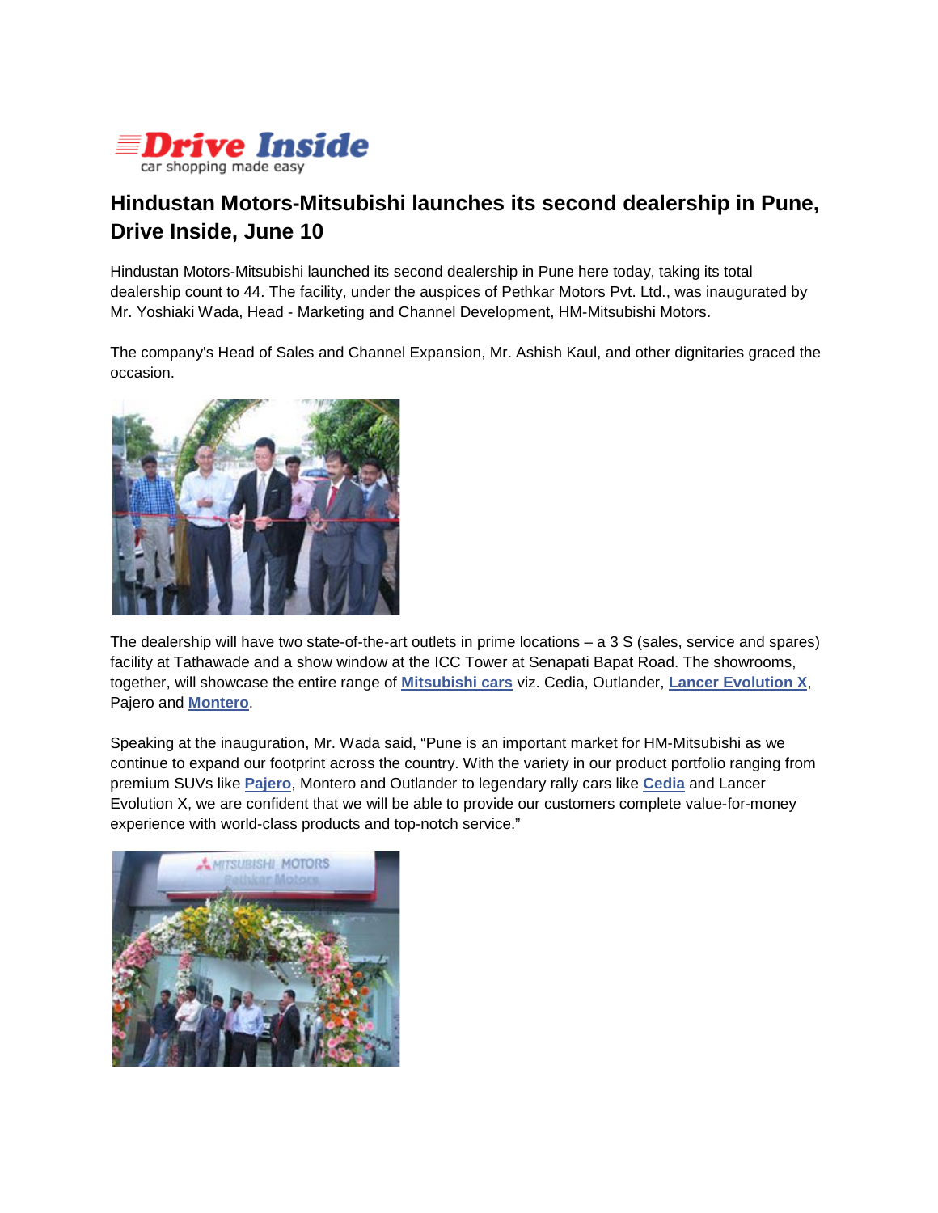Drive Inside

car shopping made easy

# Hindustan Motors-Mitsubishi launches its second dealership in Pune, Drive Inside, June 10

Hindustan Motors-Mitsubishi launched its second dealership in Pune here today, taking its total dealership count to 44. The facility, under the auspices of Pethkar Motors Pvt. Ltd., was inaugurated by Mr. Yoshiaki Wada, Head - Marketing and Channel Development, HM-Mitsubishi Motors.

The company's Head of Sales and Channel Expansion, Mr. Ashish Kaul, and other dignitaries graced the occasion.

The dealership will have two state-of-the-art outlets in prime locations – a 3 S (sales, service and spares) facility at Tathawade and a show window at the ICC Tower at Senapati Bapat Road. The showrooms, together, will showcase the entire range of **Mitsubishi cars** viz. Cedia, Outlander, **Lancer Evolution X**, Pajero and **Montero**.

Speaking at the inauguration, Mr. Wada said, "Pune is an important market for HM-Mitsubishi as we continue to expand our footprint across the country. With the variety in our product portfolio ranging from premium SUVs like **Pajero**, Montero and Outlander to legendary rally cars like **Cedia** and Lancer Evolution X, we are confident that we will be able to provide our customers complete value-for-money experience with world-class products and top-notch service."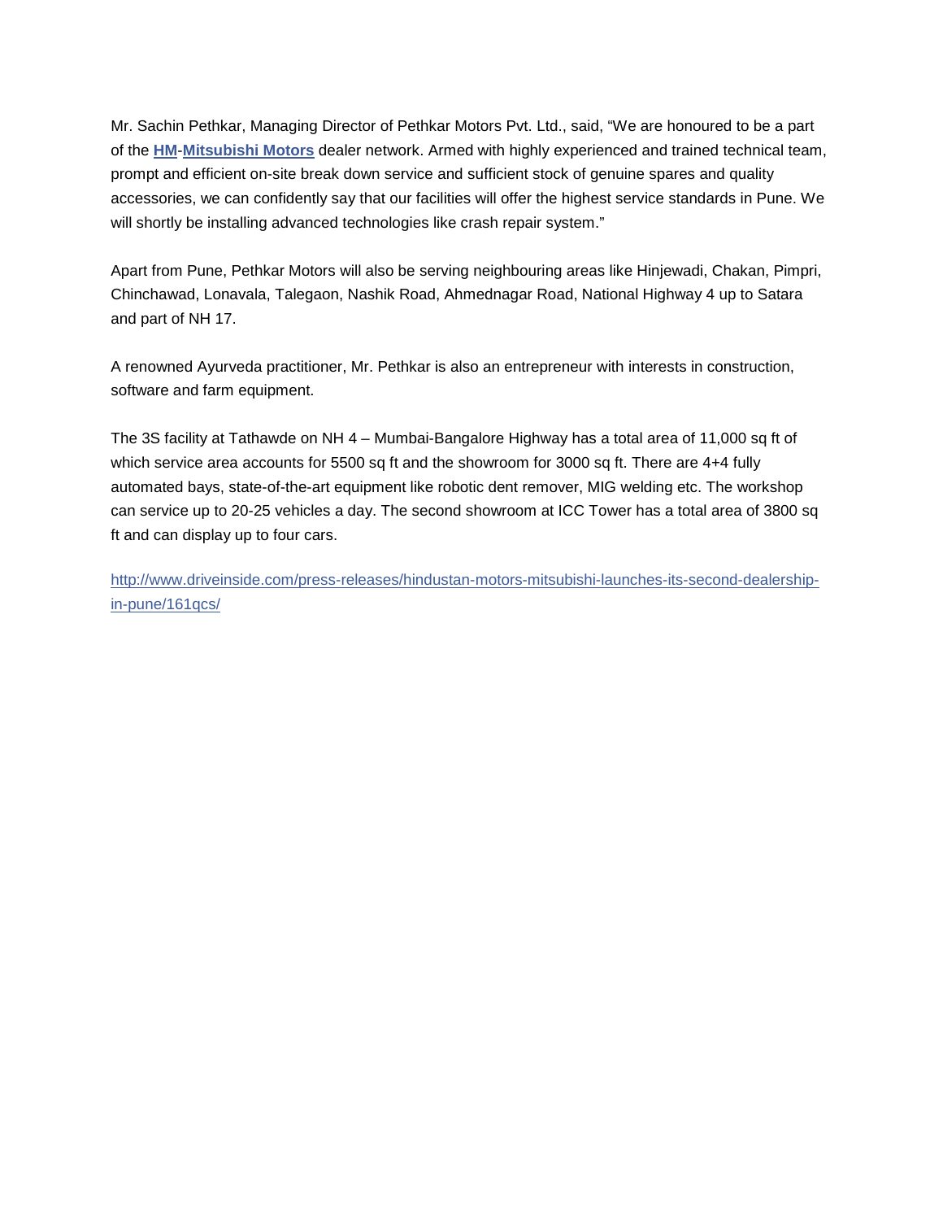Mr. Sachin Pethkar, Managing Director of Pethkar Motors Pvt. Ltd., said, “We are honoured to be a part of the **[HM](#)-[Mitsubishi Motors](#)** dealer network. Armed with highly experienced and trained technical team, prompt and efficient on-site break down service and sufficient stock of genuine spares and quality accessories, we can confidently say that our facilities will offer the highest service standards in Pune. We will shortly be installing advanced technologies like crash repair system.”

Apart from Pune, Pethkar Motors will also be serving neighbouring areas like Hinjewadi, Chakan, Pimpri, Chinchawad, Lonavala, Talegaon, Nashik Road, Ahmednagar Road, National Highway 4 up to Satara and part of NH 17.

A renowned Ayurveda practitioner, Mr. Pethkar is also an entrepreneur with interests in construction, software and farm equipment.

The 3S facility at Tathawde on NH 4 – Mumbai-Bangalore Highway has a total area of 11,000 sq ft of which service area accounts for 5500 sq ft and the showroom for 3000 sq ft. There are 4+4 fully automated bays, state-of-the-art equipment like robotic dent remover, MIG welding etc. The workshop can service up to 20-25 vehicles a day. The second showroom at ICC Tower has a total area of 3800 sq ft and can display up to four cars.

http://www.driveinside.com/press-releases/hindustan-motors-mitsubishi-launches-its-second-dealership-in-pune/161qcs/